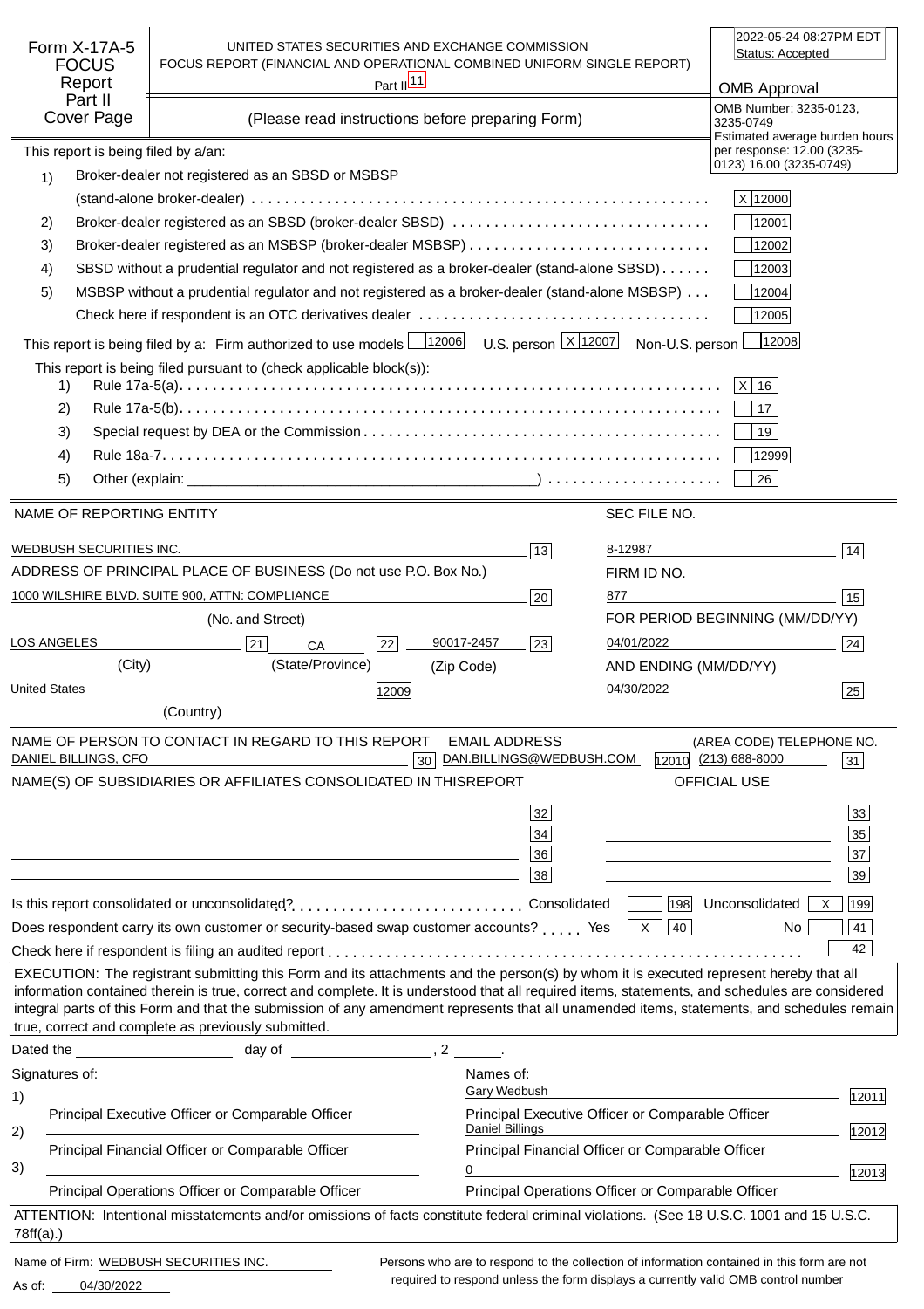Form X-17A-5 FOCUS Report Part II Cover Page

UNITED STATES SECURITIES AND EXCHANGE COMMISSION
FOCUS REPORT (FINANCIAL AND OPERATIONAL COMBINED UNIFORM SINGLE REPORT)
Part II 11

(Please read instructions before preparing Form)

2022-05-24 08:27PM EDT
Status: Accepted

OMB Approval
OMB Number: 3235-0123, 3235-0749
Estimated average burden hours per response: 12.00 (3235-0123) 16.00 (3235-0749)

This report is being filed by a/an:

1) Broker-dealer not registered as an SBSD or MSBSP (stand-alone broker-dealer) . . . . . X 12000
2) Broker-dealer registered as an SBSD (broker-dealer SBSD) . . . . . 12001
3) Broker-dealer registered as an MSBSP (broker-dealer MSBSP) . . . . . 12002
4) SBSD without a prudential regulator and not registered as a broker-dealer (stand-alone SBSD) . . . . . 12003
5) MSBSP without a prudential regulator and not registered as a broker-dealer (stand-alone MSBSP) . . . 12004

Check here if respondent is an OTC derivatives dealer . . . . . 12005

This report is being filed by a: Firm authorized to use models 12006 U.S. person X 12007 Non-U.S. person 12008

This report is being filed pursuant to (check applicable block(s)):

1) Rule 17a-5(a) . . . . . X 16
2) Rule 17a-5(b) . . . . . 17
3) Special request by DEA or the Commission . . . . . 19
4) Rule 18a-7 . . . . . 12999
5) Other (explain: ______________________) . . . . . 26

NAME OF REPORTING ENTITY: WEDBUSH SECURITIES INC. 13

SEC FILE NO.: 8-12987 14

ADDRESS OF PRINCIPAL PLACE OF BUSINESS (Do not use P.O. Box No.)

1000 WILSHIRE BLVD. SUITE 900, ATTN: COMPLIANCE 20
(No. and Street)

FIRM ID NO.: 877 15

LOS ANGELES 21 (City) CA 22 (State/Province) 90017-2457 23 (Zip Code)

FOR PERIOD BEGINNING (MM/DD/YY): 04/01/2022 24

United States 12009 (Country)

AND ENDING (MM/DD/YY): 04/30/2022 25

NAME OF PERSON TO CONTACT IN REGARD TO THIS REPORT: DANIEL BILLINGS, CFO 30
EMAIL ADDRESS: DAN.BILLINGS@WEDBUSH.COM 12010
(AREA CODE) TELEPHONE NO.: (213) 688-8000 31

NAME(S) OF SUBSIDIARIES OR AFFILIATES CONSOLIDATED IN THISREPORT | OFFICIAL USE

| | | | |
|---|---|---|---|
| | 32 | | 33 |
| | 34 | | 35 |
| | 36 | | 37 |
| | 38 | | 39 |

Is this report consolidated or unconsolidated? . . . . . Consolidated 198 Unconsolidated X 199

Does respondent carry its own customer or security-based swap customer accounts? . . . . . Yes X 40 No 41

Check here if respondent is filing an audited report . . . . . 42

EXECUTION: The registrant submitting this Form and its attachments and the person(s) by whom it is executed represent hereby that all information contained therein is true, correct and complete. It is understood that all required items, statements, and schedules are considered integral parts of this Form and that the submission of any amendment represents that all unamended items, statements, and schedules remain true, correct and complete as previously submitted.

Dated the ______ day of ______, 2 ______.

Signatures of: | Names of:

1) ______________________ Principal Executive Officer or Comparable Officer | Gary Wedbush 12011 Principal Executive Officer or Comparable Officer

2) ______________________ Principal Financial Officer or Comparable Officer | Daniel Billings 12012 Principal Financial Officer or Comparable Officer

3) ______________________ Principal Operations Officer or Comparable Officer | 0 12013 Principal Operations Officer or Comparable Officer

ATTENTION: Intentional misstatements and/or omissions of facts constitute federal criminal violations. (See 18 U.S.C. 1001 and 15 U.S.C. 78ff(a).)

Name of Firm: WEDBUSH SECURITIES INC.
As of: 04/30/2022

Persons who are to respond to the collection of information contained in this form are not required to respond unless the form displays a currently valid OMB control number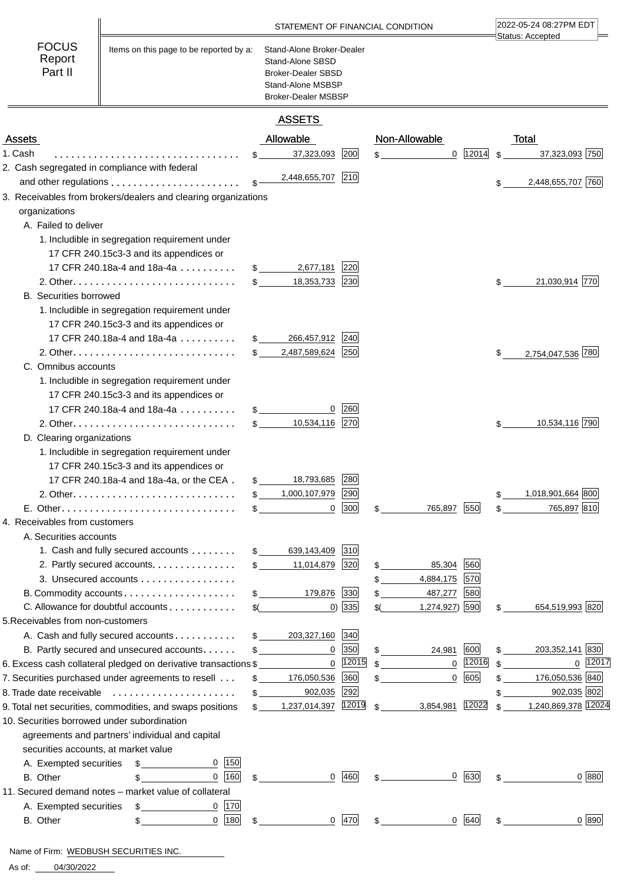| FOCUS Report Part II | STATEMENT OF FINANCIAL CONDITION | 2022-05-24 08:27PM EDT Status: Accepted |
|---|---|---|
| | Items on this page to be reported by a: Stand-Alone Broker-Dealer, Stand-Alone SBSD, Broker-Dealer SBSD, Stand-Alone MSBSP, Broker-Dealer MSBSP | |

## ASSETS

| Assets | Allowable | | Non-Allowable | | Total | |
|---|---|---|---|---|---|---|
| 1. Cash | $ 37,323,093 | 200 | $ 0 | 12014 | $ 37,323,093 | 750 |
| 2. Cash segregated in compliance with federal and other regulations | $ 2,448,655,707 | 210 | | | $ 2,448,655,707 | 760 |
| 3. Receivables from brokers/dealers and clearing organizations organizations | | | | | | |
| A. Failed to deliver | | | | | | |
| 1. Includible in segregation requirement under 17 CFR 240.15c3-3 and its appendices or 17 CFR 240.18a-4 and 18a-4a | $ 2,677,181 | 220 | | | | |
| 2. Other | $ 18,353,733 | 230 | | | $ 21,030,914 | 770 |
| B. Securities borrowed | | | | | | |
| 1. Includible in segregation requirement under 17 CFR 240.15c3-3 and its appendices or 17 CFR 240.18a-4 and 18a-4a | $ 266,457,912 | 240 | | | | |
| 2. Other | $ 2,487,589,624 | 250 | | | $ 2,754,047,536 | 780 |
| C. Omnibus accounts | | | | | | |
| 1. Includible in segregation requirement under 17 CFR 240.15c3-3 and its appendices or 17 CFR 240.18a-4 and 18a-4a | $ 0 | 260 | | | | |
| 2. Other | $ 10,534,116 | 270 | | | $ 10,534,116 | 790 |
| D. Clearing organizations | | | | | | |
| 1. Includible in segregation requirement under 17 CFR 240.15c3-3 and its appendices or 17 CFR 240.18a-4 and 18a-4a, or the CEA | $ 18,793,685 | 280 | | | | |
| 2. Other | $ 1,000,107,979 | 290 | | | $ 1,018,901,664 | 800 |
| E. Other | $ 0 | 300 | $ 765,897 | 550 | $ 765,897 | 810 |
| 4. Receivables from customers | | | | | | |
| A. Securities accounts | | | | | | |
| 1. Cash and fully secured accounts | $ 639,143,409 | 310 | | | | |
| 2. Partly secured accounts | $ 11,014,879 | 320 | $ 85,304 | 560 | | |
| 3. Unsecured accounts | | | $ 4,884,175 | 570 | | |
| B. Commodity accounts | $ 179,876 | 330 | $ 487,277 | 580 | | |
| C. Allowance for doubtful accounts | $( 0) | 335 | $( 1,274,927) | 590 | $ 654,519,993 | 820 |
| 5. Receivables from non-customers | | | | | | |
| A. Cash and fully secured accounts | $ 203,327,160 | 340 | | | | |
| B. Partly secured and unsecured accounts | $ 0 | 350 | $ 24,981 | 600 | $ 203,352,141 | 830 |
| 6. Excess cash collateral pledged on derivative transactions | $ 0 | 12015 | $ 0 | 12016 | $ 0 | 12017 |
| 7. Securities purchased under agreements to resell | $ 176,050,536 | 360 | $ 0 | 605 | $ 176,050,536 | 840 |
| 8. Trade date receivable | $ 902,035 | 292 | | | $ 902,035 | 802 |
| 9. Total net securities, commodities, and swaps positions | $ 1,237,014,397 | 12019 | $ 3,854,981 | 12022 | $ 1,240,869,378 | 12024 |
| 10. Securities borrowed under subordination agreements and partners' individual and capital securities accounts, at market value | | | | | | |
| A. Exempted securities $ 0 [150] | | | | | | |
| B. Other $ 0 [160] | $ 0 | 460 | $ 0 | 630 | $ 0 | 880 |
| 11. Secured demand notes – market value of collateral | | | | | | |
| A. Exempted securities $ 0 [170] | | | | | | |
| B. Other $ 0 [180] | $ 0 | 470 | $ 0 | 640 | $ 0 | 890 |

Name of Firm: WEDBUSH SECURITIES INC.

As of: 04/30/2022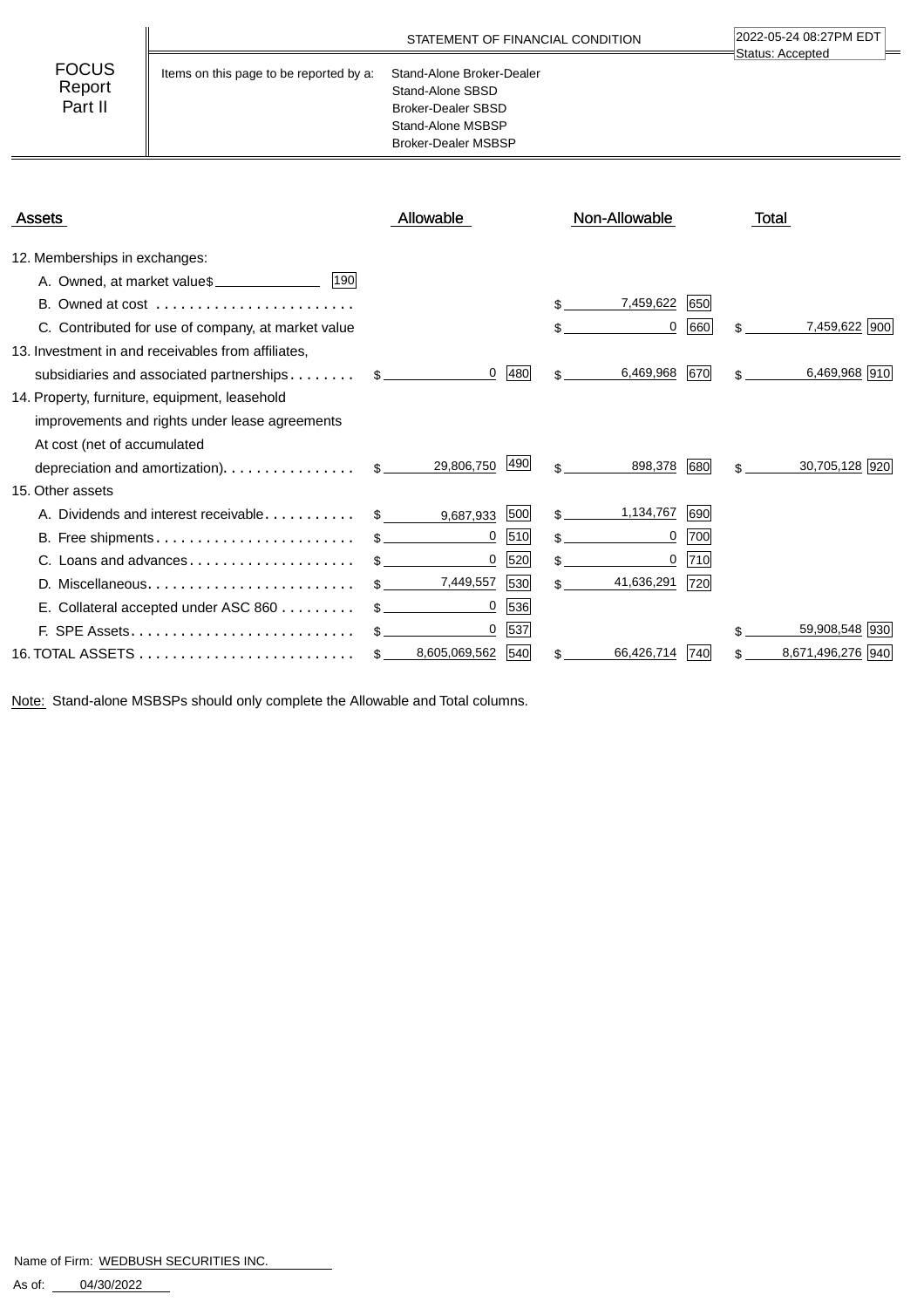FOCUS Report Part II

STATEMENT OF FINANCIAL CONDITION

2022-05-24 08:27PM EDT
Status: Accepted

Items on this page to be reported by a: Stand-Alone Broker-Dealer
Stand-Alone SBSD
Broker-Dealer SBSD
Stand-Alone MSBSP
Broker-Dealer MSBSP

| Assets | Allowable | | Non-Allowable | | Total | |
|---|---|---|---|---|---|---|
| 12. Memberships in exchanges: | | | | | | |
| A. Owned, at market value $ ______ [190] | | | | | | |
| B. Owned at cost | | | $ 7,459,622 | 650 | | |
| C. Contributed for use of company, at market value | | | $ 0 | 660 | $ 7,459,622 | 900 |
| 13. Investment in and receivables from affiliates, subsidiaries and associated partnerships | $ 0 | 480 | $ 6,469,968 | 670 | $ 6,469,968 | 910 |
| 14. Property, furniture, equipment, leasehold improvements and rights under lease agreements At cost (net of accumulated depreciation and amortization) | $ 29,806,750 | 490 | $ 898,378 | 680 | $ 30,705,128 | 920 |
| 15. Other assets | | | | | | |
| A. Dividends and interest receivable | $ 9,687,933 | 500 | $ 1,134,767 | 690 | | |
| B. Free shipments | $ 0 | 510 | $ 0 | 700 | | |
| C. Loans and advances | $ 0 | 520 | $ 0 | 710 | | |
| D. Miscellaneous | $ 7,449,557 | 530 | $ 41,636,291 | 720 | | |
| E. Collateral accepted under ASC 860 | $ 0 | 536 | | | | |
| F. SPE Assets | $ 0 | 537 | | | $ 59,908,548 | 930 |
| 16. TOTAL ASSETS | $ 8,605,069,562 | 540 | $ 66,426,714 | 740 | $ 8,671,496,276 | 940 |

Note: Stand-alone MSBSPs should only complete the Allowable and Total columns.

Name of Firm: WEDBUSH SECURITIES INC.

As of: 04/30/2022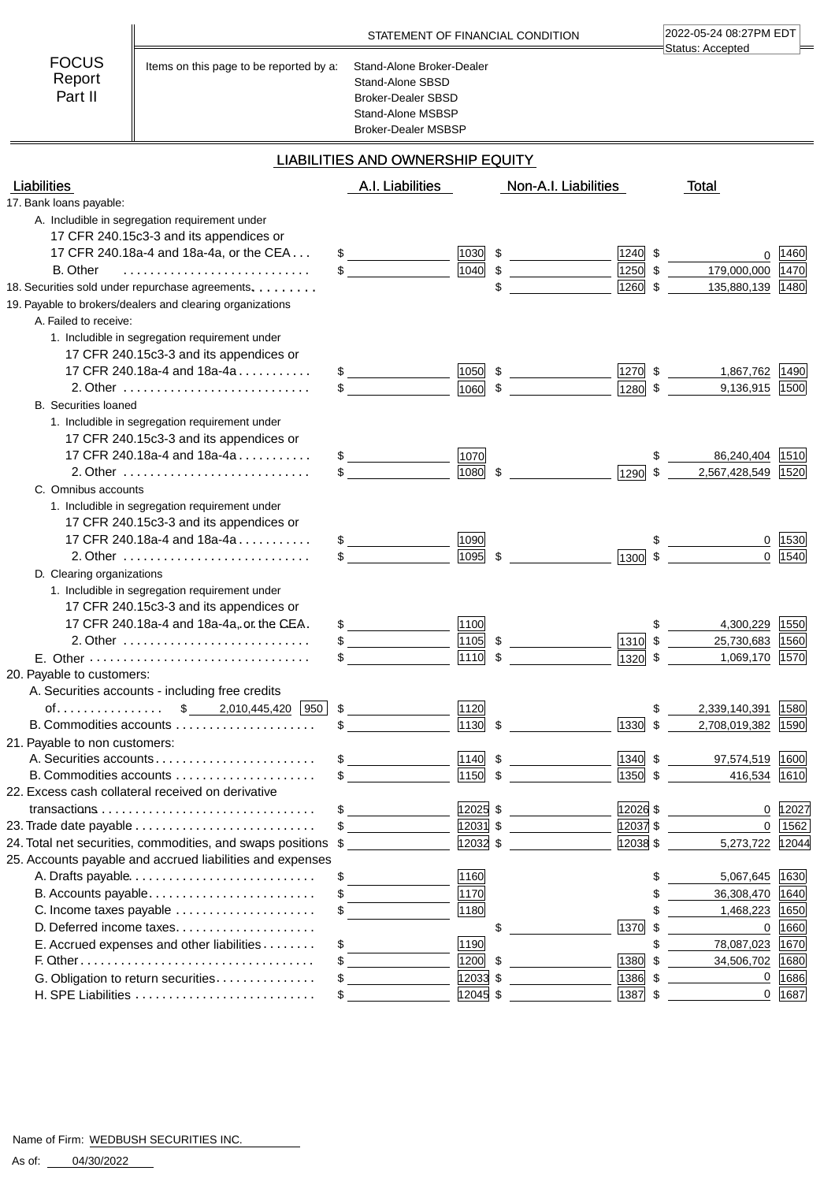STATEMENT OF FINANCIAL CONDITION

2022-05-24 08:27PM EDT
Status: Accepted

**FOCUS Report Part II**

Items on this page to be reported by a: Stand-Alone Broker-Dealer
Stand-Alone SBSD
Broker-Dealer SBSD
Stand-Alone MSBSP
Broker-Dealer MSBSP

## LIABILITIES AND OWNERSHIP EQUITY

| Liabilities | A.I. Liabilities | Non-A.I. Liabilities | Total |
|---|---|---|---|
| 17. Bank loans payable: | | | |
| A. Includible in segregation requirement under 17 CFR 240.15c3-3 and its appendices or 17 CFR 240.18a-4 and 18a-4a, or the CEA | $ [1030] | $ [1240] | $ 0 [1460] |
| B. Other | $ [1040] | $ [1250] | $ 179,000,000 [1470] |
| 18. Securities sold under repurchase agreements | | $ [1260] | $ 135,880,139 [1480] |
| 19. Payable to brokers/dealers and clearing organizations | | | |
| A. Failed to receive: | | | |
| 1. Includible in segregation requirement under 17 CFR 240.15c3-3 and its appendices or 17 CFR 240.18a-4 and 18a-4a | $ [1050] | $ [1270] | $ 1,867,762 [1490] |
| 2. Other | $ [1060] | $ [1280] | $ 9,136,915 [1500] |
| B. Securities loaned | | | |
| 1. Includible in segregation requirement under 17 CFR 240.15c3-3 and its appendices or 17 CFR 240.18a-4 and 18a-4a | $ [1070] | | $ 86,240,404 [1510] |
| 2. Other | $ [1080] | $ [1290] | $ 2,567,428,549 [1520] |
| C. Omnibus accounts | | | |
| 1. Includible in segregation requirement under 17 CFR 240.15c3-3 and its appendices or 17 CFR 240.18a-4 and 18a-4a | $ [1090] | | $ 0 [1530] |
| 2. Other | $ [1095] | $ [1300] | $ 0 [1540] |
| D. Clearing organizations | | | |
| 1. Includible in segregation requirement under 17 CFR 240.15c3-3 and its appendices or 17 CFR 240.18a-4 and 18a-4a, or the CEA | $ [1100] | | $ 4,300,229 [1550] |
| 2. Other | $ [1105] | $ [1310] | $ 25,730,683 [1560] |
| E. Other | $ [1110] | $ [1320] | $ 1,069,170 [1570] |
| 20. Payable to customers: | | | |
| A. Securities accounts - including free credits of $ 2,010,445,420 [950] | $ [1120] | | $ 2,339,140,391 [1580] |
| B. Commodities accounts | $ [1130] | $ [1330] | $ 2,708,019,382 [1590] |
| 21. Payable to non customers: | | | |
| A. Securities accounts | $ [1140] | $ [1340] | $ 97,574,519 [1600] |
| B. Commodities accounts | $ [1150] | $ [1350] | $ 416,534 [1610] |
| 22. Excess cash collateral received on derivative transactions | $ [12025] | $ [12026] | $ 0 [12027] |
| 23. Trade date payable | $ [12031] | $ [12037] | $ 0 [1562] |
| 24. Total net securities, commodities, and swaps positions | $ [12032] | $ [12038] | $ 5,273,722 [12044] |
| 25. Accounts payable and accrued liabilities and expenses | | | |
| A. Drafts payable | $ [1160] | | $ 5,067,645 [1630] |
| B. Accounts payable | $ [1170] | | $ 36,308,470 [1640] |
| C. Income taxes payable | $ [1180] | | $ 1,468,223 [1650] |
| D. Deferred income taxes | | $ [1370] | $ 0 [1660] |
| E. Accrued expenses and other liabilities | $ [1190] | | $ 78,087,023 [1670] |
| F. Other | $ [1200] | $ [1380] | $ 34,506,702 [1680] |
| G. Obligation to return securities | $ [12033] | $ [1386] | $ 0 [1686] |
| H. SPE Liabilities | $ [12045] | $ [1387] | $ 0 [1687] |

Name of Firm: WEDBUSH SECURITIES INC.

As of: 04/30/2022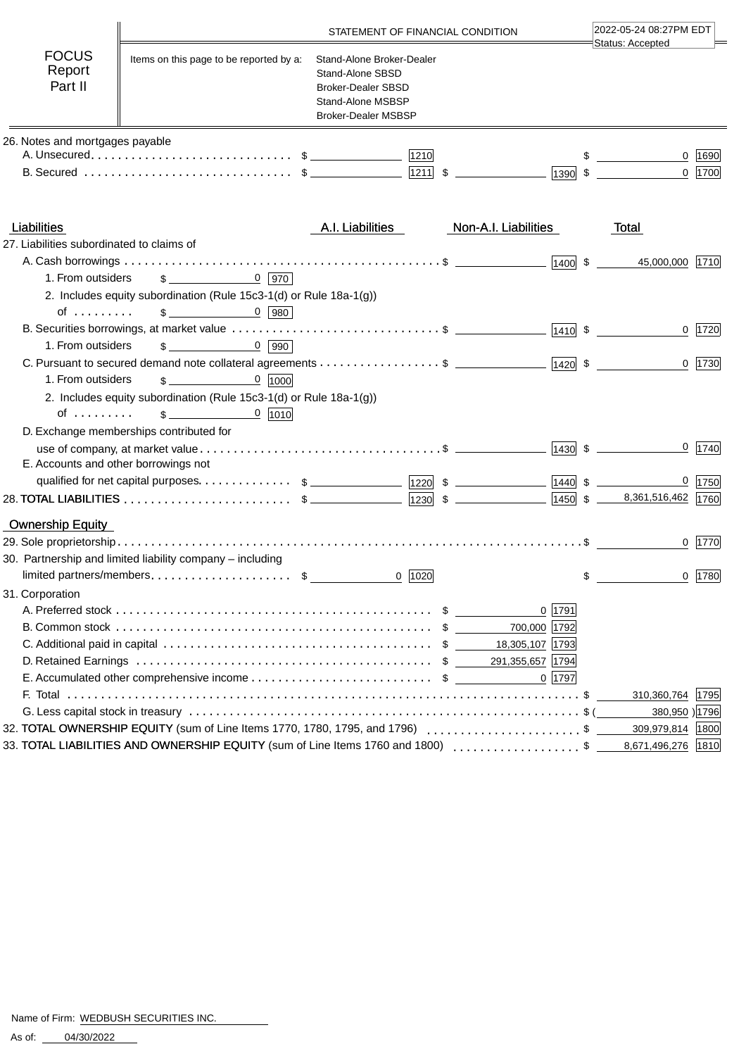| FOCUS Report Part II | STATEMENT OF FINANCIAL CONDITION | 2022-05-24 08:27PM EDT Status: Accepted |
|---|---|---|
| | Items on this page to be reported by a: Stand-Alone Broker-Dealer, Stand-Alone SBSD, Broker-Dealer SBSD, Stand-Alone MSBSP, Broker-Dealer MSBSP | |

| | A.I. Liabilities | | Non-A.I. Liabilities | | Total | |
|---|---|---|---|---|---|---|
| 26. Notes and mortgages payable | | | | | | |
| A. Unsecured | $ | 1210 | | | $ 0 | 1690 |
| B. Secured | $ | 1211 | $ | 1390 | $ 0 | 1700 |

| Liabilities | A.I. Liabilities | | Non-A.I. Liabilities | | Total | |
|---|---|---|---|---|---|---|
| 27. Liabilities subordinated to claims of | | | | | | |
| A. Cash borrowings | | | $ | 1400 | $ 45,000,000 | 1710 |
| 1. From outsiders $ 0 [970] | | | | | | |
| 2. Includes equity subordination (Rule 15c3-1(d) or Rule 18a-1(g)) of $ 0 [980] | | | | | | |
| B. Securities borrowings, at market value | | | $ | 1410 | $ 0 | 1720 |
| 1. From outsiders $ 0 [990] | | | | | | |
| C. Pursuant to secured demand note collateral agreements | | | $ | 1420 | $ 0 | 1730 |
| 1. From outsiders $ 0 [1000] | | | | | | |
| 2. Includes equity subordination (Rule 15c3-1(d) or Rule 18a-1(g)) of $ 0 [1010] | | | | | | |
| D. Exchange memberships contributed for use of company, at market value | | | $ | 1430 | $ 0 | 1740 |
| E. Accounts and other borrowings not qualified for net capital purposes | $ | 1220 | $ | 1440 | $ 0 | 1750 |
| 28. TOTAL LIABILITIES | $ | 1230 | $ | 1450 | $ 8,361,516,462 | 1760 |

**Ownership Equity**

| | | | | |
|---|---|---|---|---|
| 29. Sole proprietorship | | | $ 0 | 1770 |
| 30. Partnership and limited liability company – including limited partners/members $ 0 [1020] | | | $ 0 | 1780 |
| 31. Corporation | | | | |
| A. Preferred stock | $ 0 | 1791 | | |
| B. Common stock | $ 700,000 | 1792 | | |
| C. Additional paid in capital | $ 18,305,107 | 1793 | | |
| D. Retained Earnings | $ 291,355,657 | 1794 | | |
| E. Accumulated other comprehensive income | $ 0 | 1797 | | |
| F. Total | | | $ 310,360,764 | 1795 |
| G. Less capital stock in treasury | | | $ ( 380,950 ) | 1796 |
| 32. TOTAL OWNERSHIP EQUITY (sum of Line Items 1770, 1780, 1795, and 1796) | | | $ 309,979,814 | 1800 |
| 33. TOTAL LIABILITIES AND OWNERSHIP EQUITY (sum of Line Items 1760 and 1800) | | | $ 8,671,496,276 | 1810 |

Name of Firm: WEDBUSH SECURITIES INC.

As of: 04/30/2022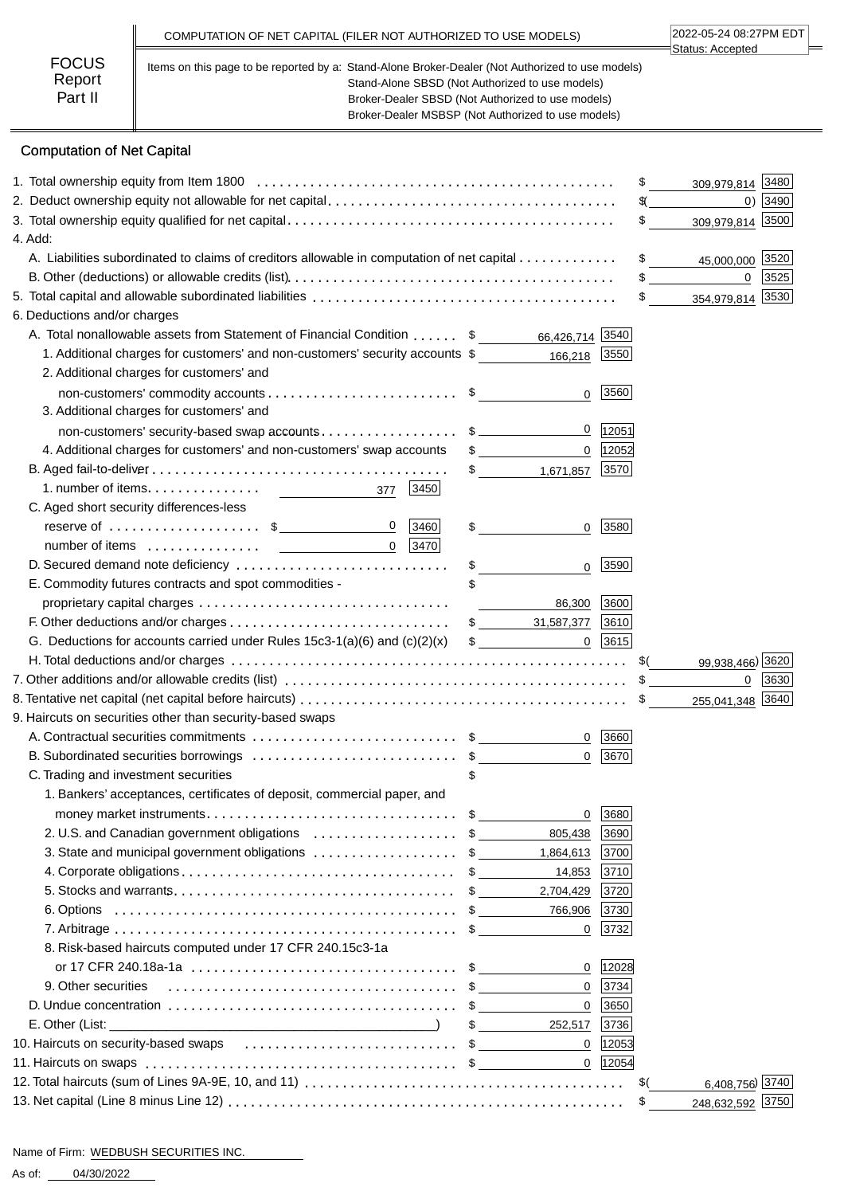| FOCUS Report Part II | COMPUTATION OF NET CAPITAL (FILER NOT AUTHORIZED TO USE MODELS) | 2022-05-24 08:27PM EDT Status: Accepted |
|---|---|---|

Items on this page to be reported by a: Stand-Alone Broker-Dealer (Not Authorized to use models)
Stand-Alone SBSD (Not Authorized to use models)
Broker-Dealer SBSD (Not Authorized to use models)
Broker-Dealer MSBSP (Not Authorized to use models)

## Computation of Net Capital

| | | | | | |
|---|---|---|---|---|---|
| 1. Total ownership equity from Item 1800 | | | $ | 309,979,814 | 3480 |
| 2. Deduct ownership equity not allowable for net capital | | | $( | 0) | 3490 |
| 3. Total ownership equity qualified for net capital | | | $ | 309,979,814 | 3500 |
| 4. Add: | | | | | |
| A. Liabilities subordinated to claims of creditors allowable in computation of net capital | | | $ | 45,000,000 | 3520 |
| B. Other (deductions) or allowable credits (list) | | | $ | 0 | 3525 |
| 5. Total capital and allowable subordinated liabilities | | | $ | 354,979,814 | 3530 |
| 6. Deductions and/or charges | | | | | |
| A. Total nonallowable assets from Statement of Financial Condition | $ 66,426,714 | 3540 | | | |
| 1. Additional charges for customers' and non-customers' security accounts | $ 166,218 | 3550 | | | |
| 2. Additional charges for customers' and non-customers' commodity accounts | $ 0 | 3560 | | | |
| 3. Additional charges for customers' and non-customers' security-based swap accounts | $ 0 | 12051 | | | |
| 4. Additional charges for customers' and non-customers' swap accounts | $ 0 | 12052 | | | |
| B. Aged fail-to-deliver | $ 1,671,857 | 3570 | | | |
| 1. number of items 377 [3450] | | | | | |
| C. Aged short security differences-less reserve of $ 0 [3460] | $ 0 | 3580 | | | |
| number of items 0 [3470] | | | | | |
| D. Secured demand note deficiency | $ 0 | 3590 | | | |
| E. Commodity futures contracts and spot commodities - proprietary capital charges | $ 86,300 | 3600 | | | |
| F. Other deductions and/or charges | $ 31,587,377 | 3610 | | | |
| G. Deductions for accounts carried under Rules 15c3-1(a)(6) and (c)(2)(x) | $ 0 | 3615 | | | |
| H. Total deductions and/or charges | | | $( | 99,938,466) | 3620 |
| 7. Other additions and/or allowable credits (list) | | | $ | 0 | 3630 |
| 8. Tentative net capital (net capital before haircuts) | | | $ | 255,041,348 | 3640 |
| 9. Haircuts on securities other than security-based swaps | | | | | |
| A. Contractual securities commitments | $ 0 | 3660 | | | |
| B. Subordinated securities borrowings | $ 0 | 3670 | | | |
| C. Trading and investment securities | $ | | | | |
| 1. Bankers' acceptances, certificates of deposit, commercial paper, and money market instruments | $ 0 | 3680 | | | |
| 2. U.S. and Canadian government obligations | $ 805,438 | 3690 | | | |
| 3. State and municipal government obligations | $ 1,864,613 | 3700 | | | |
| 4. Corporate obligations | $ 14,853 | 3710 | | | |
| 5. Stocks and warrants | $ 2,704,429 | 3720 | | | |
| 6. Options | $ 766,906 | 3730 | | | |
| 7. Arbitrage | $ 0 | 3732 | | | |
| 8. Risk-based haircuts computed under 17 CFR 240.15c3-1a or 17 CFR 240.18a-1a | $ 0 | 12028 | | | |
| 9. Other securities | $ 0 | 3734 | | | |
| D. Undue concentration | $ 0 | 3650 | | | |
| E. Other (List: ______) | $ 252,517 | 3736 | | | |
| 10. Haircuts on security-based swaps | $ 0 | 12053 | | | |
| 11. Haircuts on swaps | $ 0 | 12054 | | | |
| 12. Total haircuts (sum of Lines 9A-9E, 10, and 11) | | | $( | 6,408,756) | 3740 |
| 13. Net capital (Line 8 minus Line 12) | | | $ | 248,632,592 | 3750 |

Name of Firm: WEDBUSH SECURITIES INC.

As of: 04/30/2022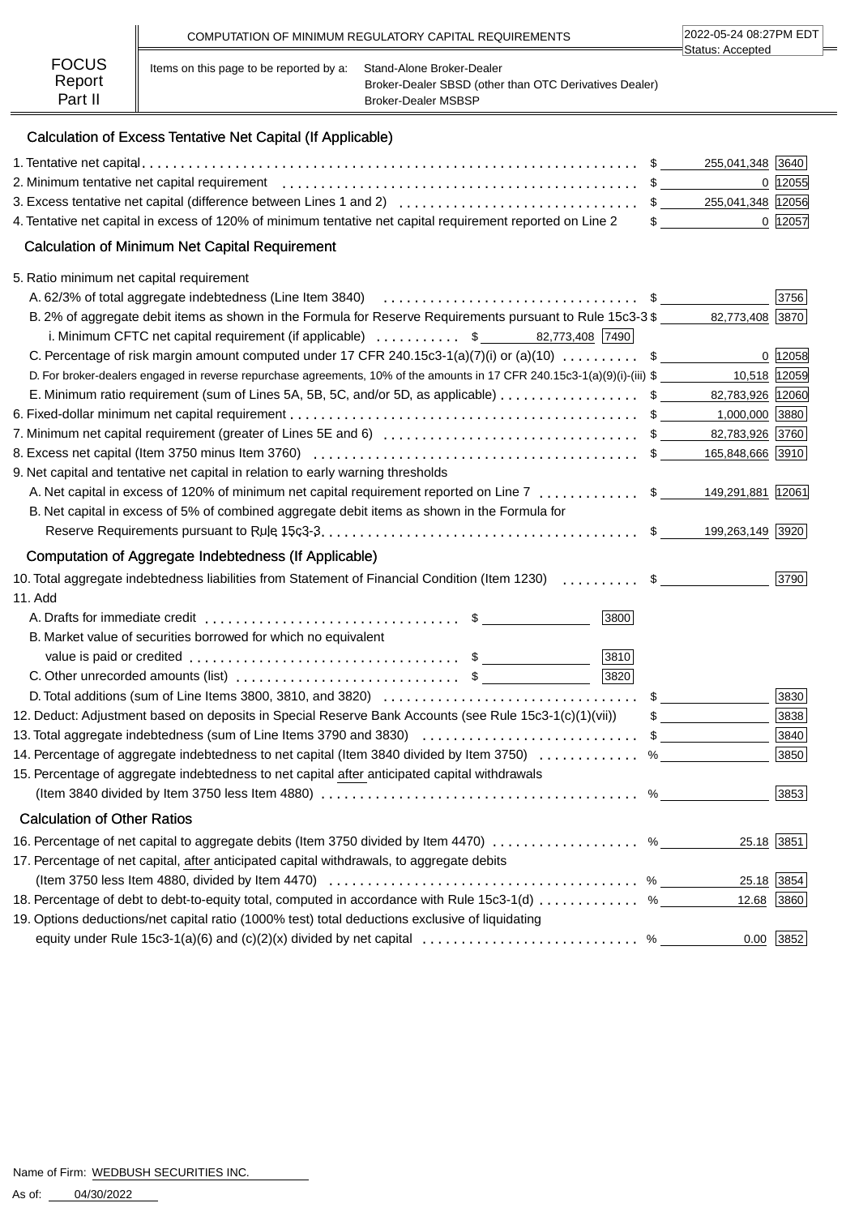COMPUTATION OF MINIMUM REGULATORY CAPITAL REQUIREMENTS

2022-05-24 08:27PM EDT
Status: Accepted

**FOCUS Report Part II**

Items on this page to be reported by a: Stand-Alone Broker-Dealer
Broker-Dealer SBSD (other than OTC Derivatives Dealer)
Broker-Dealer MSBSP

## Calculation of Excess Tentative Net Capital (If Applicable)

| Line | | Amount | Item |
|---|---|---|---|
| 1. Tentative net capital | | $ 255,041,348 | 3640 |
| 2. Minimum tentative net capital requirement | | $ 0 | 12055 |
| 3. Excess tentative net capital (difference between Lines 1 and 2) | | $ 255,041,348 | 12056 |
| 4. Tentative net capital in excess of 120% of minimum tentative net capital requirement reported on Line 2 | | $ 0 | 12057 |

## Calculation of Minimum Net Capital Requirement

| Line | | Amount | Item |
|---|---|---|---|
| 5. Ratio minimum net capital requirement | | | |
| A. 62/3% of total aggregate indebtedness (Line Item 3840) | | $ | 3756 |
| B. 2% of aggregate debit items as shown in the Formula for Reserve Requirements pursuant to Rule 15c3-3 | | $ 82,773,408 | 3870 |
| i. Minimum CFTC net capital requirement (if applicable) | $ 82,773,408 [7490] | | |
| C. Percentage of risk margin amount computed under 17 CFR 240.15c3-1(a)(7)(i) or (a)(10) | | $ 0 | 12058 |
| D. For broker-dealers engaged in reverse repurchase agreements, 10% of the amounts in 17 CFR 240.15c3-1(a)(9)(i)-(iii) | | $ 10,518 | 12059 |
| E. Minimum ratio requirement (sum of Lines 5A, 5B, 5C, and/or 5D, as applicable) | | $ 82,783,926 | 12060 |
| 6. Fixed-dollar minimum net capital requirement | | $ 1,000,000 | 3880 |
| 7. Minimum net capital requirement (greater of Lines 5E and 6) | | $ 82,783,926 | 3760 |
| 8. Excess net capital (Item 3750 minus Item 3760) | | $ 165,848,666 | 3910 |
| 9. Net capital and tentative net capital in relation to early warning thresholds | | | |
| A. Net capital in excess of 120% of minimum net capital requirement reported on Line 7 | | $ 149,291,881 | 12061 |
| B. Net capital in excess of 5% of combined aggregate debit items as shown in the Formula for Reserve Requirements pursuant to Rule 15c3-3 | | $ 199,263,149 | 3920 |

## Computation of Aggregate Indebtedness (If Applicable)

| Line | | Amount | Item |
|---|---|---|---|
| 10. Total aggregate indebtedness liabilities from Statement of Financial Condition (Item 1230) | | $ | 3790 |
| 11. Add | | | |
| A. Drafts for immediate credit | $ [3800] | | |
| B. Market value of securities borrowed for which no equivalent value is paid or credited | $ [3810] | | |
| C. Other unrecorded amounts (list) | $ [3820] | | |
| D. Total additions (sum of Line Items 3800, 3810, and 3820) | | $ | 3830 |
| 12. Deduct: Adjustment based on deposits in Special Reserve Bank Accounts (see Rule 15c3-1(c)(1)(vii)) | | $ | 3838 |
| 13. Total aggregate indebtedness (sum of Line Items 3790 and 3830) | | $ | 3840 |
| 14. Percentage of aggregate indebtedness to net capital (Item 3840 divided by Item 3750) | | % | 3850 |
| 15. Percentage of aggregate indebtedness to net capital after anticipated capital withdrawals (Item 3840 divided by Item 3750 less Item 4880) | | % | 3853 |

## Calculation of Other Ratios

| Line | | Amount | Item |
|---|---|---|---|
| 16. Percentage of net capital to aggregate debits (Item 3750 divided by Item 4470) | | % 25.18 | 3851 |
| 17. Percentage of net capital, after anticipated capital withdrawals, to aggregate debits (Item 3750 less Item 4880, divided by Item 4470) | | % 25.18 | 3854 |
| 18. Percentage of debt to debt-to-equity total, computed in accordance with Rule 15c3-1(d) | | % 12.68 | 3860 |
| 19. Options deductions/net capital ratio (1000% test) total deductions exclusive of liquidating equity under Rule 15c3-1(a)(6) and (c)(2)(x) divided by net capital | | % 0.00 | 3852 |

Name of Firm: WEDBUSH SECURITIES INC.

As of: 04/30/2022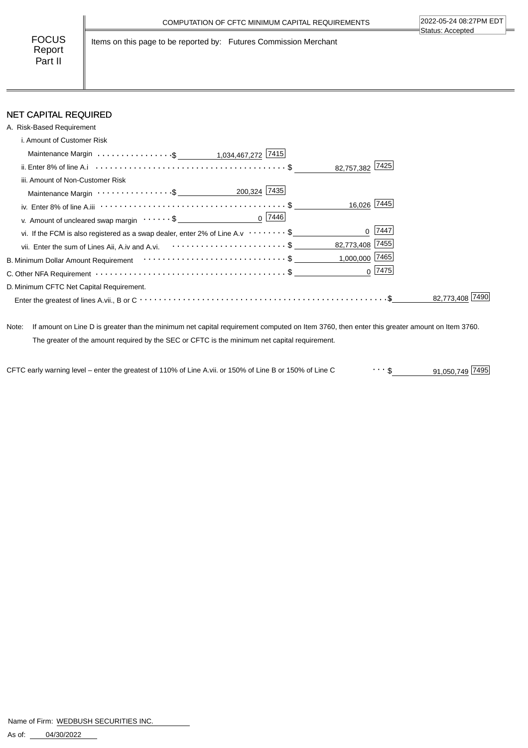COMPUTATION OF CFTC MINIMUM CAPITAL REQUIREMENTS

2022-05-24 08:27PM EDT
Status: Accepted

FOCUS Report Part II

Items on this page to be reported by: Futures Commission Merchant

## NET CAPITAL REQUIRED

A. Risk-Based Requirement

| | | | | | | |
|---|---|---|---|---|---|---|
| i. Amount of Customer Risk Maintenance Margin | $ 1,034,467,272 | 7415 | | | | |
| ii. Enter 8% of line A.i | | | $ 82,757,382 | 7425 | | |
| iii. Amount of Non-Customer Risk Maintenance Margin | $ 200,324 | 7435 | | | | |
| iv. Enter 8% of line A.iii | | | $ 16,026 | 7445 | | |
| v. Amount of uncleared swap margin | $ 0 | 7446 | | | | |
| vi. If the FCM is also registered as a swap dealer, enter 2% of Line A.v | | | $ 0 | 7447 | | |
| vii. Enter the sum of Lines Aii, A.iv and A.vi. | | | $ 82,773,408 | 7455 | | |
| B. Minimum Dollar Amount Requirement | | | $ 1,000,000 | 7465 | | |
| C. Other NFA Requirement | | | $ 0 | 7475 | | |
| D. Minimum CFTC Net Capital Requirement. Enter the greatest of lines A.vii., B or C | | | | | $ 82,773,408 | 7490 |

Note: If amount on Line D is greater than the minimum net capital requirement computed on Item 3760, then enter this greater amount on Item 3760. The greater of the amount required by the SEC or CFTC is the minimum net capital requirement.

| | | |
|---|---|---|
| CFTC early warning level – enter the greatest of 110% of Line A.vii. or 150% of Line B or 150% of Line C | $ 91,050,749 | 7495 |

Name of Firm: WEDBUSH SECURITIES INC.

As of: 04/30/2022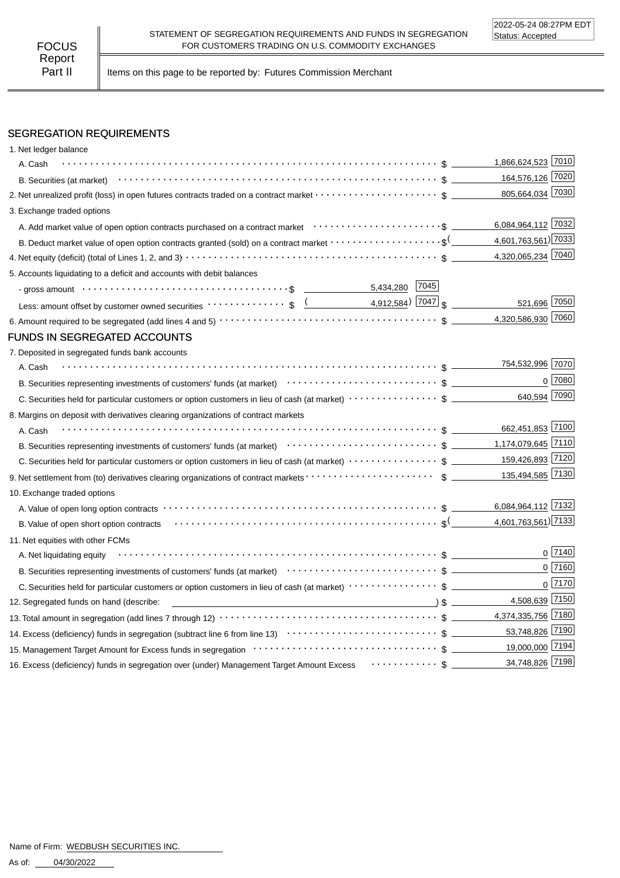2022-05-24 08:27PM EDT
Status: Accepted

FOCUS Report Part II

STATEMENT OF SEGREGATION REQUIREMENTS AND FUNDS IN SEGREGATION FOR CUSTOMERS TRADING ON U.S. COMMODITY EXCHANGES

Items on this page to be reported by: Futures Commission Merchant

## SEGREGATION REQUIREMENTS

| | | | | |
|---|---|---|---|---|
| 1. Net ledger balance | | | | |
| A. Cash | | | $ 1,866,624,523 | 7010 |
| B. Securities (at market) | | | $ 164,576,126 | 7020 |
| 2. Net unrealized profit (loss) in open futures contracts traded on a contract market | | | $ 805,664,034 | 7030 |
| 3. Exchange traded options | | | | |
| A. Add market value of open option contracts purchased on a contract market | | | $ 6,084,964,112 | 7032 |
| B. Deduct market value of open option contracts granted (sold) on a contract market | | | $( 4,601,763,561) | 7033 |
| 4. Net equity (deficit) (total of Lines 1, 2, and 3) | | | $ 4,320,065,234 | 7040 |
| 5. Accounts liquidating to a deficit and accounts with debit balances | | | | |
| - gross amount | $ 5,434,280 | 7045 | | |
| Less: amount offset by customer owned securities | $ ( 4,912,584) | 7047 | $ 521,696 | 7050 |
| 6. Amount required to be segregated (add lines 4 and 5) | | | $ 4,320,586,930 | 7060 |

## FUNDS IN SEGREGATED ACCOUNTS

| | | |
|---|---|---|
| 7. Deposited in segregated funds bank accounts | | |
| A. Cash | $ 754,532,996 | 7070 |
| B. Securities representing investments of customers' funds (at market) | $ 0 | 7080 |
| C. Securities held for particular customers or option customers in lieu of cash (at market) | $ 640,594 | 7090 |
| 8. Margins on deposit with derivatives clearing organizations of contract markets | | |
| A. Cash | $ 662,451,853 | 7100 |
| B. Securities representing investments of customers' funds (at market) | $ 1,174,079,645 | 7110 |
| C. Securities held for particular customers or option customers in lieu of cash (at market) | $ 159,426,893 | 7120 |
| 9. Net settlement from (to) derivatives clearing organizations of contract markets | $ 135,494,585 | 7130 |
| 10. Exchange traded options | | |
| A. Value of open long option contracts | $ 6,084,964,112 | 7132 |
| B. Value of open short option contracts | $( 4,601,763,561) | 7133 |
| 11. Net equities with other FCMs | | |
| A. Net liquidating equity | $ 0 | 7140 |
| B. Securities representing investments of customers' funds (at market) | $ 0 | 7160 |
| C. Securities held for particular customers or option customers in lieu of cash (at market) | $ 0 | 7170 |
| 12. Segregated funds on hand (describe: ) | $ 4,508,639 | 7150 |
| 13. Total amount in segregation (add lines 7 through 12) | $ 4,374,335,756 | 7180 |
| 14. Excess (deficiency) funds in segregation (subtract line 6 from line 13) | $ 53,748,826 | 7190 |
| 15. Management Target Amount for Excess funds in segregation | $ 19,000,000 | 7194 |
| 16. Excess (deficiency) funds in segregation over (under) Management Target Amount Excess | $ 34,748,826 | 7198 |

Name of Firm: WEDBUSH SECURITIES INC.

As of: 04/30/2022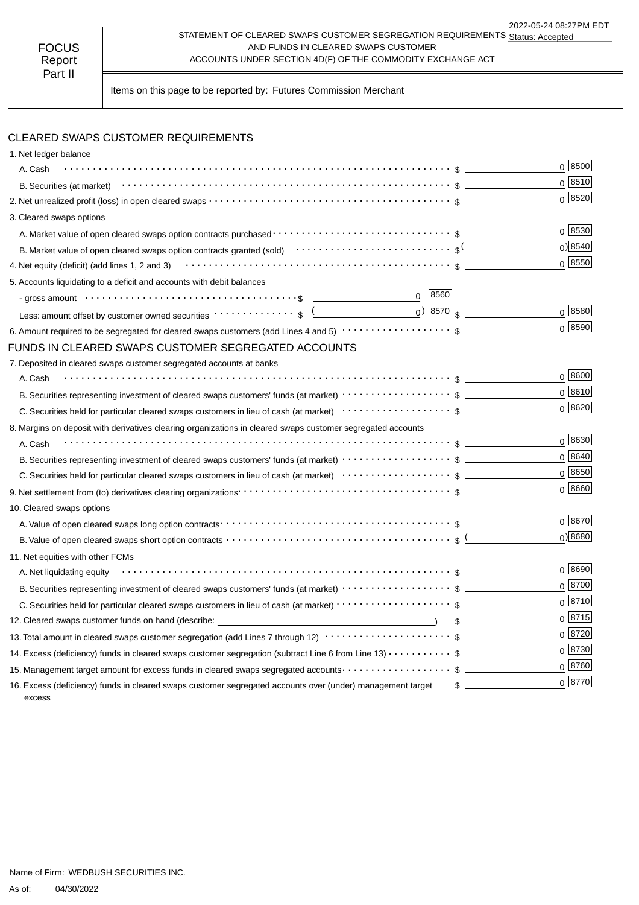FOCUS Report Part II

2022-05-24 08:27PM EDT
Status: Accepted

STATEMENT OF CLEARED SWAPS CUSTOMER SEGREGATION REQUIREMENTS AND FUNDS IN CLEARED SWAPS CUSTOMER ACCOUNTS UNDER SECTION 4D(F) OF THE COMMODITY EXCHANGE ACT

Items on this page to be reported by: Futures Commission Merchant

## CLEARED SWAPS CUSTOMER REQUIREMENTS

| | | | | |
|---|---|---|---|---|
| 1. Net ledger balance | | | | |
| A. Cash | | | $ 0 | 8500 |
| B. Securities (at market) | | | $ 0 | 8510 |
| 2. Net unrealized profit (loss) in open cleared swaps | | | $ 0 | 8520 |
| 3. Cleared swaps options | | | | |
| A. Market value of open cleared swaps option contracts purchased | | | $ 0 | 8530 |
| B. Market value of open cleared swaps option contracts granted (sold) | | | $ (0) | 8540 |
| 4. Net equity (deficit) (add lines 1, 2 and 3) | | | $ 0 | 8550 |
| 5. Accounts liquidating to a deficit and accounts with debit balances | | | | |
| - gross amount | $ 0 | 8560 | | |
| Less: amount offset by customer owned securities | $ (0) | 8570 | $ 0 | 8580 |
| 6. Amount required to be segregated for cleared swaps customers (add Lines 4 and 5) | | | $ 0 | 8590 |

## FUNDS IN CLEARED SWAPS CUSTOMER SEGREGATED ACCOUNTS

| | | |
|---|---|---|
| 7. Deposited in cleared swaps customer segregated accounts at banks | | |
| A. Cash | $ 0 | 8600 |
| B. Securities representing investment of cleared swaps customers' funds (at market) | $ 0 | 8610 |
| C. Securities held for particular cleared swaps customers in lieu of cash (at market) | $ 0 | 8620 |
| 8. Margins on deposit with derivatives clearing organizations in cleared swaps customer segregated accounts | | |
| A. Cash | $ 0 | 8630 |
| B. Securities representing investment of cleared swaps customers' funds (at market) | $ 0 | 8640 |
| C. Securities held for particular cleared swaps customers in lieu of cash (at market) | $ 0 | 8650 |
| 9. Net settlement from (to) derivatives clearing organizations | $ 0 | 8660 |
| 10. Cleared swaps options | | |
| A. Value of open cleared swaps long option contracts | $ 0 | 8670 |
| B. Value of open cleared swaps short option contracts | $ (0) | 8680 |
| 11. Net equities with other FCMs | | |
| A. Net liquidating equity | $ 0 | 8690 |
| B. Securities representing investment of cleared swaps customers' funds (at market) | $ 0 | 8700 |
| C. Securities held for particular cleared swaps customers in lieu of cash (at market) | $ 0 | 8710 |
| 12. Cleared swaps customer funds on hand (describe: ) | $ 0 | 8715 |
| 13. Total amount in cleared swaps customer segregation (add Lines 7 through 12) | $ 0 | 8720 |
| 14. Excess (deficiency) funds in cleared swaps customer segregation (subtract Line 6 from Line 13) | $ 0 | 8730 |
| 15. Management target amount for excess funds in cleared swaps segregated accounts | $ 0 | 8760 |
| 16. Excess (deficiency) funds in cleared swaps customer segregated accounts over (under) management target excess | $ 0 | 8770 |

Name of Firm: WEDBUSH SECURITIES INC.

As of: 04/30/2022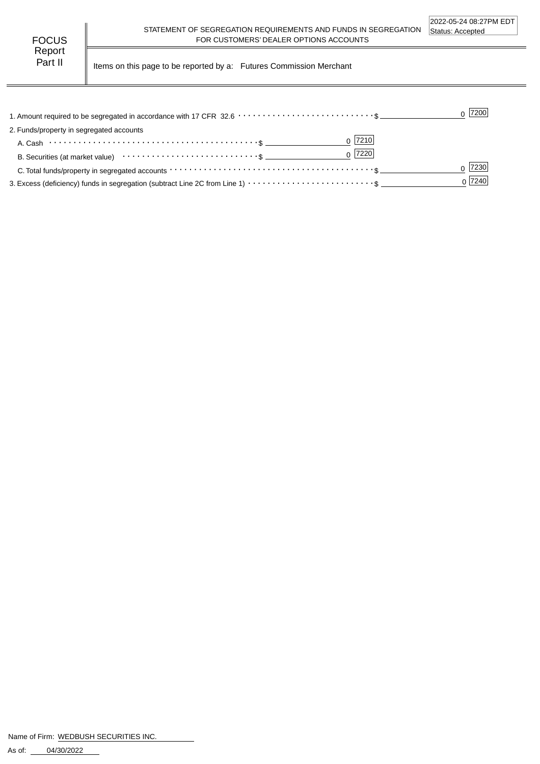FOCUS Report Part II

STATEMENT OF SEGREGATION REQUIREMENTS AND FUNDS IN SEGREGATION FOR CUSTOMERS' DEALER OPTIONS ACCOUNTS

2022-05-24 08:27PM EDT
Status: Accepted

Items on this page to be reported by a: Futures Commission Merchant

| | | | | |
|---|---|---|---|---|
| 1. Amount required to be segregated in accordance with 17 CFR 32.6 | | | $ 0 | 7200 |
| 2. Funds/property in segregated accounts | | | | |
| A. Cash | $ 0 | 7210 | | |
| B. Securities (at market value) | $ 0 | 7220 | | |
| C. Total funds/property in segregated accounts | | | $ 0 | 7230 |
| 3. Excess (deficiency) funds in segregation (subtract Line 2C from Line 1) | | | $ 0 | 7240 |

Name of Firm: WEDBUSH SECURITIES INC.

As of: 04/30/2022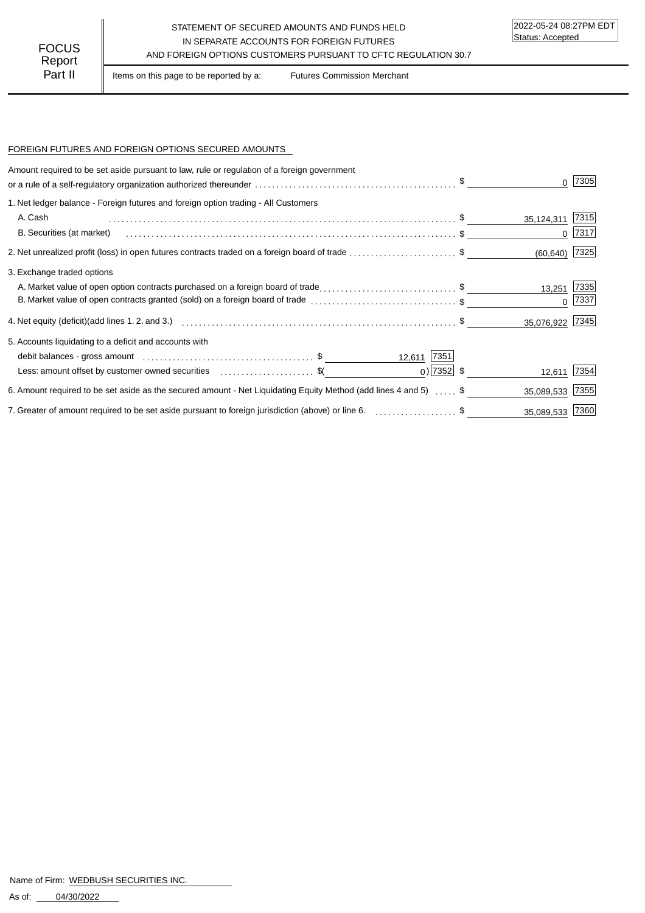FOCUS Report Part II

STATEMENT OF SECURED AMOUNTS AND FUNDS HELD IN SEPARATE ACCOUNTS FOR FOREIGN FUTURES AND FOREIGN OPTIONS CUSTOMERS PURSUANT TO CFTC REGULATION 30.7

2022-05-24 08:27PM EDT
Status: Accepted

Items on this page to be reported by a: Futures Commission Merchant

## FOREIGN FUTURES AND FOREIGN OPTIONS SECURED AMOUNTS

| | | | | | |
|---|---|---|---|---|---|
| Amount required to be set aside pursuant to law, rule or regulation of a foreign government or a rule of a self-regulatory organization authorized thereunder | | | $ | 0 | 7305 |
| 1. Net ledger balance - Foreign futures and foreign option trading - All Customers | | | | | |
| A. Cash | | | $ | 35,124,311 | 7315 |
| B. Securities (at market) | | | $ | 0 | 7317 |
| 2. Net unrealized profit (loss) in open futures contracts traded on a foreign board of trade | | | $ | (60,640) | 7325 |
| 3. Exchange traded options | | | | | |
| A. Market value of open option contracts purchased on a foreign board of trade | | | $ | 13,251 | 7335 |
| B. Market value of open contracts granted (sold) on a foreign board of trade | | | $ | 0 | 7337 |
| 4. Net equity (deficit)(add lines 1. 2. and 3.) | | | $ | 35,076,922 | 7345 |
| 5. Accounts liquidating to a deficit and accounts with | | | | | |
| debit balances - gross amount | $ 12,611 | 7351 | | | |
| Less: amount offset by customer owned securities | $( 0) | 7352 | $ | 12,611 | 7354 |
| 6. Amount required to be set aside as the secured amount - Net Liquidating Equity Method (add lines 4 and 5) | | | $ | 35,089,533 | 7355 |
| 7. Greater of amount required to be set aside pursuant to foreign jurisdiction (above) or line 6. | | | $ | 35,089,533 | 7360 |

Name of Firm: WEDBUSH SECURITIES INC.

As of: 04/30/2022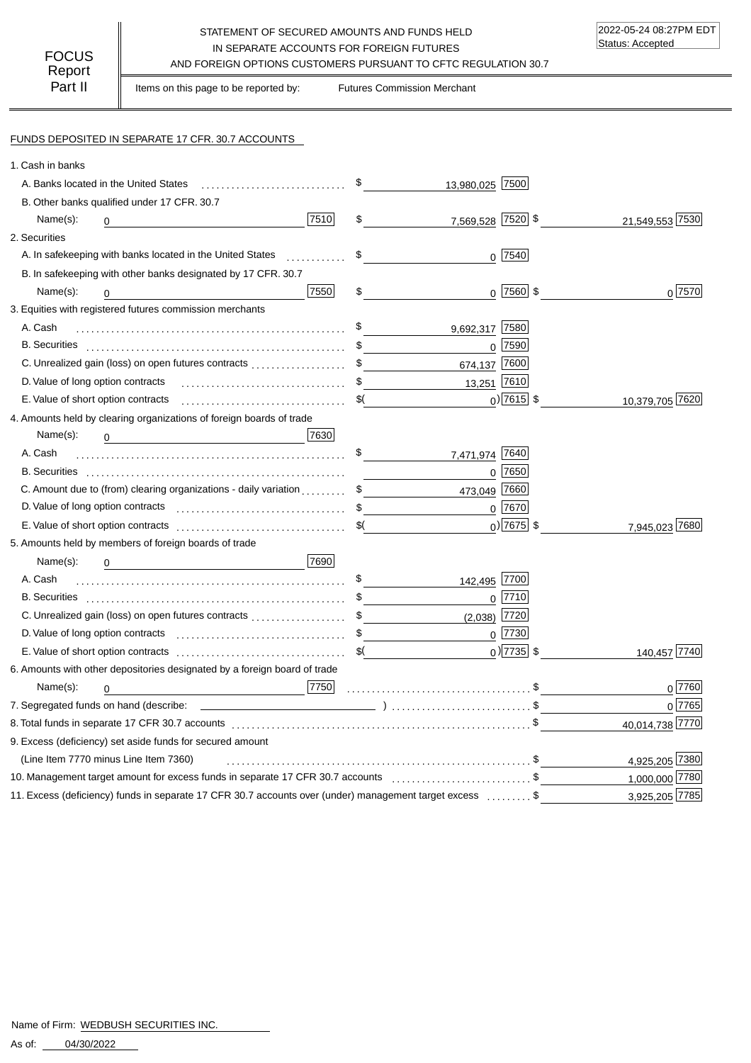FOCUS Report Part II

STATEMENT OF SECURED AMOUNTS AND FUNDS HELD IN SEPARATE ACCOUNTS FOR FOREIGN FUTURES AND FOREIGN OPTIONS CUSTOMERS PURSUANT TO CFTC REGULATION 30.7

2022-05-24 08:27PM EDT
Status: Accepted

Items on this page to be reported by: Futures Commission Merchant

FUNDS DEPOSITED IN SEPARATE 17 CFR. 30.7 ACCOUNTS

| | | | | |
|---|---|---|---|---|
| 1. Cash in banks | | | | |
| A. Banks located in the United States | $ 13,980,025 | 7500 | | |
| B. Other banks qualified under 17 CFR. 30.7 | | | | |
| Name(s): 0 [7510] | $ 7,569,528 | 7520 | $ 21,549,553 | 7530 |
| 2. Securities | | | | |
| A. In safekeeping with banks located in the United States | $ 0 | 7540 | | |
| B. In safekeeping with other banks designated by 17 CFR. 30.7 | | | | |
| Name(s): 0 [7550] | $ 0 | 7560 | $ 0 | 7570 |
| 3. Equities with registered futures commission merchants | | | | |
| A. Cash | $ 9,692,317 | 7580 | | |
| B. Securities | $ 0 | 7590 | | |
| C. Unrealized gain (loss) on open futures contracts | $ 674,137 | 7600 | | |
| D. Value of long option contracts | $ 13,251 | 7610 | | |
| E. Value of short option contracts | $( 0) | 7615 | $ 10,379,705 | 7620 |
| 4. Amounts held by clearing organizations of foreign boards of trade | | | | |
| Name(s): 0 [7630] | | | | |
| A. Cash | $ 7,471,974 | 7640 | | |
| B. Securities | 0 | 7650 | | |
| C. Amount due to (from) clearing organizations - daily variation | $ 473,049 | 7660 | | |
| D. Value of long option contracts | $ 0 | 7670 | | |
| E. Value of short option contracts | $( 0) | 7675 | $ 7,945,023 | 7680 |
| 5. Amounts held by members of foreign boards of trade | | | | |
| Name(s): 0 [7690] | | | | |
| A. Cash | $ 142,495 | 7700 | | |
| B. Securities | $ 0 | 7710 | | |
| C. Unrealized gain (loss) on open futures contracts | $ (2,038) | 7720 | | |
| D. Value of long option contracts | $ 0 | 7730 | | |
| E. Value of short option contracts | $( 0) | 7735 | $ 140,457 | 7740 |
| 6. Amounts with other depositories designated by a foreign board of trade | | | | |
| Name(s): 0 [7750] | | | $ 0 | 7760 |
| 7. Segregated funds on hand (describe: ) | | | $ 0 | 7765 |
| 8. Total funds in separate 17 CFR 30.7 accounts | | | $ 40,014,738 | 7770 |
| 9. Excess (deficiency) set aside funds for secured amount | | | | |
| (Line Item 7770 minus Line Item 7360) | | | $ 4,925,205 | 7380 |
| 10. Management target amount for excess funds in separate 17 CFR 30.7 accounts | | | $ 1,000,000 | 7780 |
| 11. Excess (deficiency) funds in separate 17 CFR 30.7 accounts over (under) management target excess | | | $ 3,925,205 | 7785 |

Name of Firm: WEDBUSH SECURITIES INC.

As of: 04/30/2022